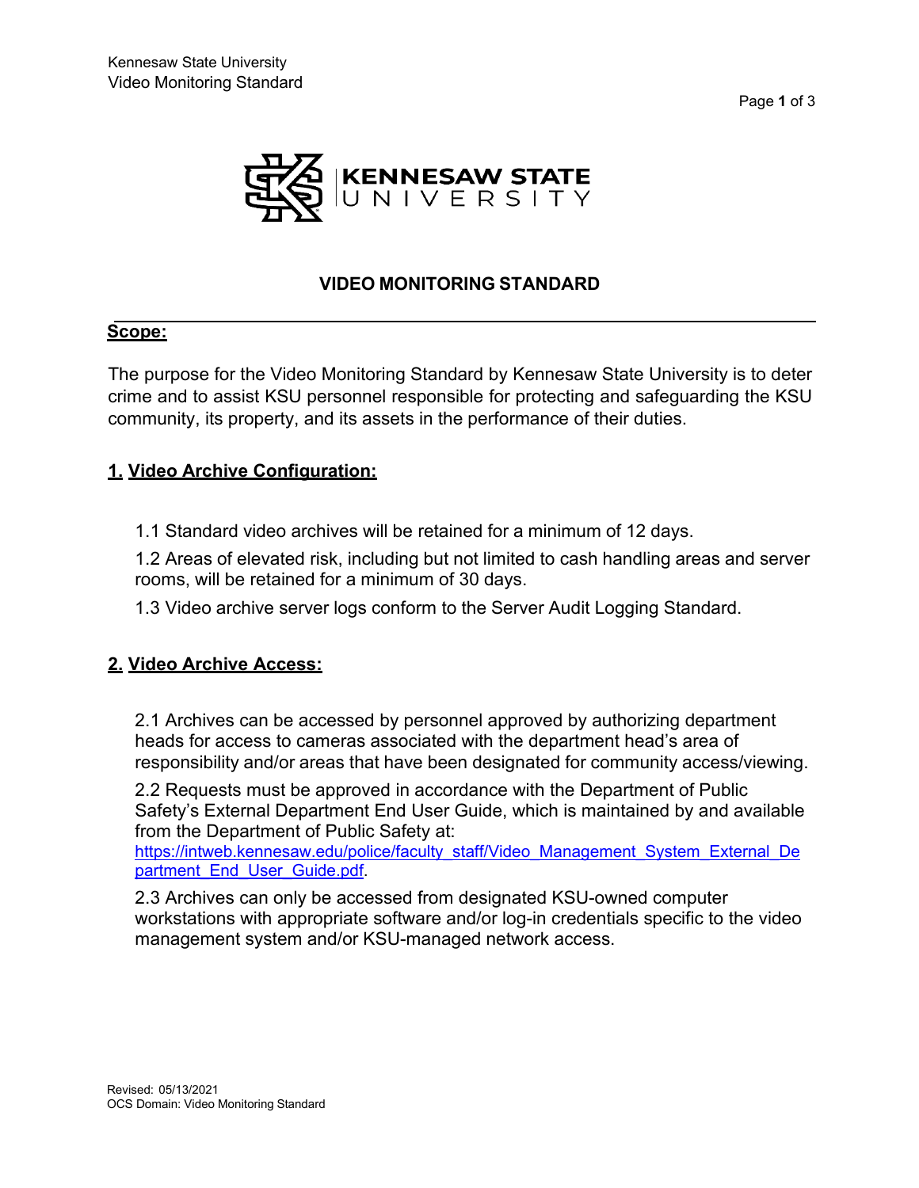# VIDEO MONITORING STANDARD

## Scope:

The purpose for the Video Monitoring Standard by Kennesaw State University is to deter crime and to assist KSU personnel responsible for protecting and safeguarding the KSU community, its property, and its assets in the performance of their duties.

## 1. Video Archive Configuration:

1.1 Standard video archives will be retained for a minimum of 12 days.

1.2 Areas of elevated risk, including but not limited to cash handling areas and server rooms, will be retained for a minimum of 30 days.

1.3 Video archive server logs conform to the Server Audit Logging Standard.

## 2. Video Archive Access:

2.1 Archives can be accessed by personnel approved by authorizing department heads for access to cameras associated with the department head's area of responsibility and/or areas that have been designated for community access/viewing.

2.2 Requests must be approved in accordance with the Department of Public Safety's External Department End User Guide, which is maintained by and available from the Department of Public Safety at: [https://intweb.kennesaw.edu/police/faculty_staff/Video_Management_System_External_Department_End_User_Guide.pdf](https://intweb.kennesaw.edu/police/faculty_staff/Video_Management_System_External_Department_End_User_Guide.pdf).

2.3 Archives can only be accessed from designated KSU-owned computer workstations with appropriate software and/or log-in credentials specific to the video management system and/or KSU-managed network access.

Revised: 05/13/2021
OCS Domain: Video Monitoring Standard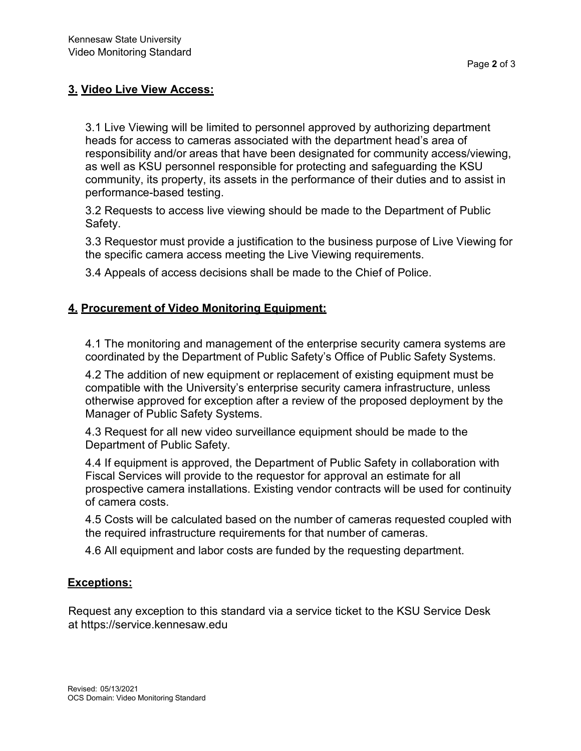## 3. Video Live View Access:

3.1 Live Viewing will be limited to personnel approved by authorizing department heads for access to cameras associated with the department head's area of responsibility and/or areas that have been designated for community access/viewing, as well as KSU personnel responsible for protecting and safeguarding the KSU community, its property, its assets in the performance of their duties and to assist in performance-based testing.

3.2 Requests to access live viewing should be made to the Department of Public Safety.

3.3 Requestor must provide a justification to the business purpose of Live Viewing for the specific camera access meeting the Live Viewing requirements.

3.4 Appeals of access decisions shall be made to the Chief of Police.

## 4. Procurement of Video Monitoring Equipment:

4.1 The monitoring and management of the enterprise security camera systems are coordinated by the Department of Public Safety's Office of Public Safety Systems.

4.2 The addition of new equipment or replacement of existing equipment must be compatible with the University's enterprise security camera infrastructure, unless otherwise approved for exception after a review of the proposed deployment by the Manager of Public Safety Systems.

4.3 Request for all new video surveillance equipment should be made to the Department of Public Safety.

4.4 If equipment is approved, the Department of Public Safety in collaboration with Fiscal Services will provide to the requestor for approval an estimate for all prospective camera installations. Existing vendor contracts will be used for continuity of camera costs.

4.5 Costs will be calculated based on the number of cameras requested coupled with the required infrastructure requirements for that number of cameras.

4.6 All equipment and labor costs are funded by the requesting department.

## Exceptions:

Request any exception to this standard via a service ticket to the KSU Service Desk at https://service.kennesaw.edu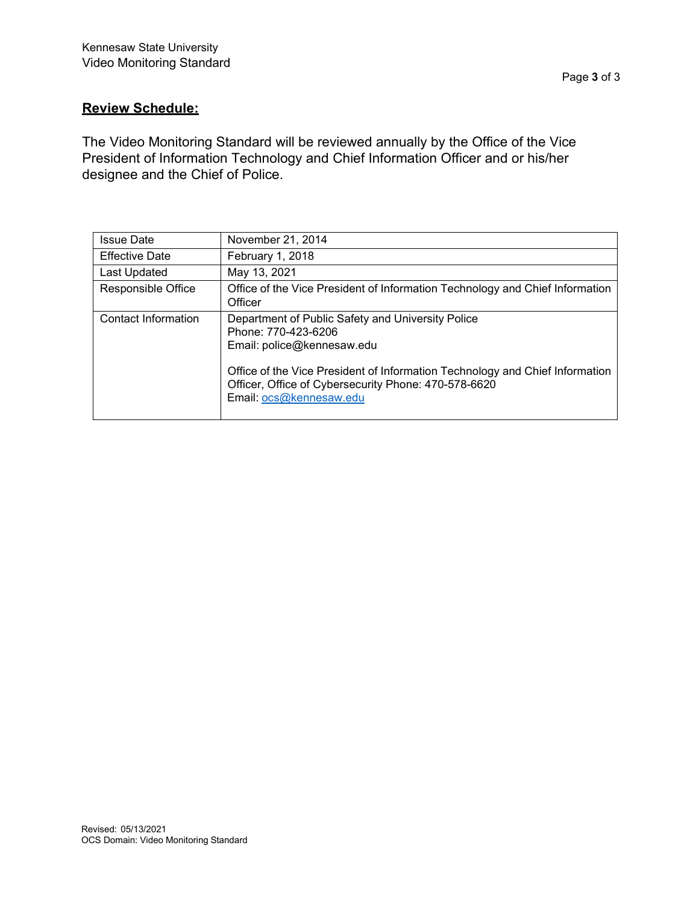## Review Schedule:

The Video Monitoring Standard will be reviewed annually by the Office of the Vice President of Information Technology and Chief Information Officer and or his/her designee and the Chief of Police.

| | |
|---|---|
| Issue Date | November 21, 2014 |
| Effective Date | February 1, 2018 |
| Last Updated | May 13, 2021 |
| Responsible Office | Office of the Vice President of Information Technology and Chief Information Officer |
| Contact Information | Department of Public Safety and University Police<br>Phone: 770-423-6206<br>Email: police@kennesaw.edu<br><br>Office of the Vice President of Information Technology and Chief Information Officer, Office of Cybersecurity Phone: 470-578-6620<br>Email: ocs@kennesaw.edu |

Revised: 05/13/2021
OCS Domain: Video Monitoring Standard